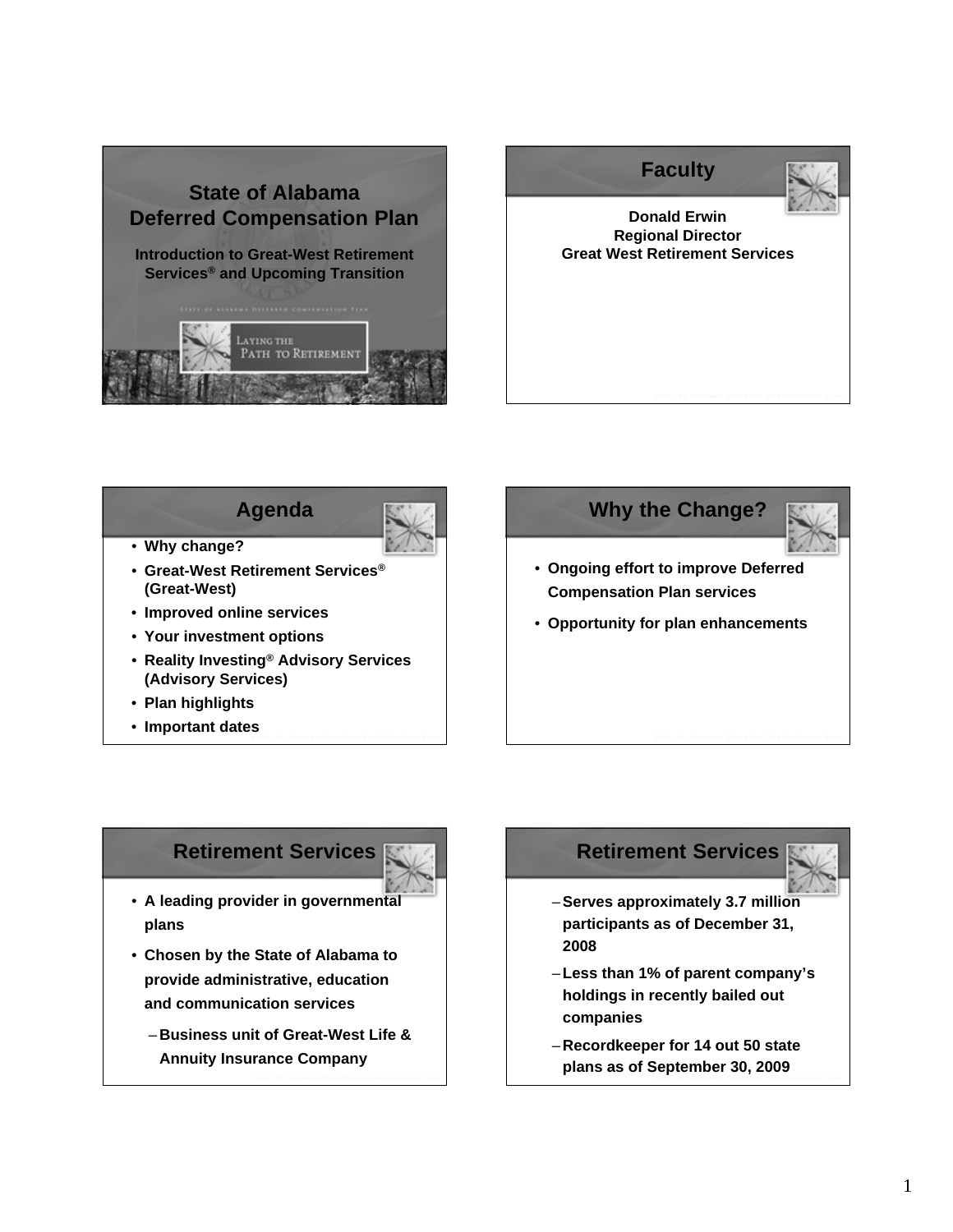## State of Alabama Deferred Compensation Plan

**Introduction to Great-West Retirement Services® and Upcoming Transition**

LAYING THE PATH TO RETIREMENT

## Faculty

**Donald Erwin**
**Regional Director**
**Great West Retirement Services**

## Agenda

- **Why change?**
- **Great-West Retirement Services® (Great-West)**
- **Improved online services**
- **Your investment options**
- **Reality Investing® Advisory Services (Advisory Services)**
- **Plan highlights**
- **Important dates**

## Why the Change?

- **Ongoing effort to improve Deferred Compensation Plan services**
- **Opportunity for plan enhancements**

## Retirement Services

- **A leading provider in governmental plans**
- **Chosen by the State of Alabama to provide administrative, education and communication services**
  - **Business unit of Great-West Life & Annuity Insurance Company**

## Retirement Services

- **Serves approximately 3.7 million participants as of December 31, 2008**
- **Less than 1% of parent company's holdings in recently bailed out companies**
- **Recordkeeper for 14 out 50 state plans as of September 30, 2009**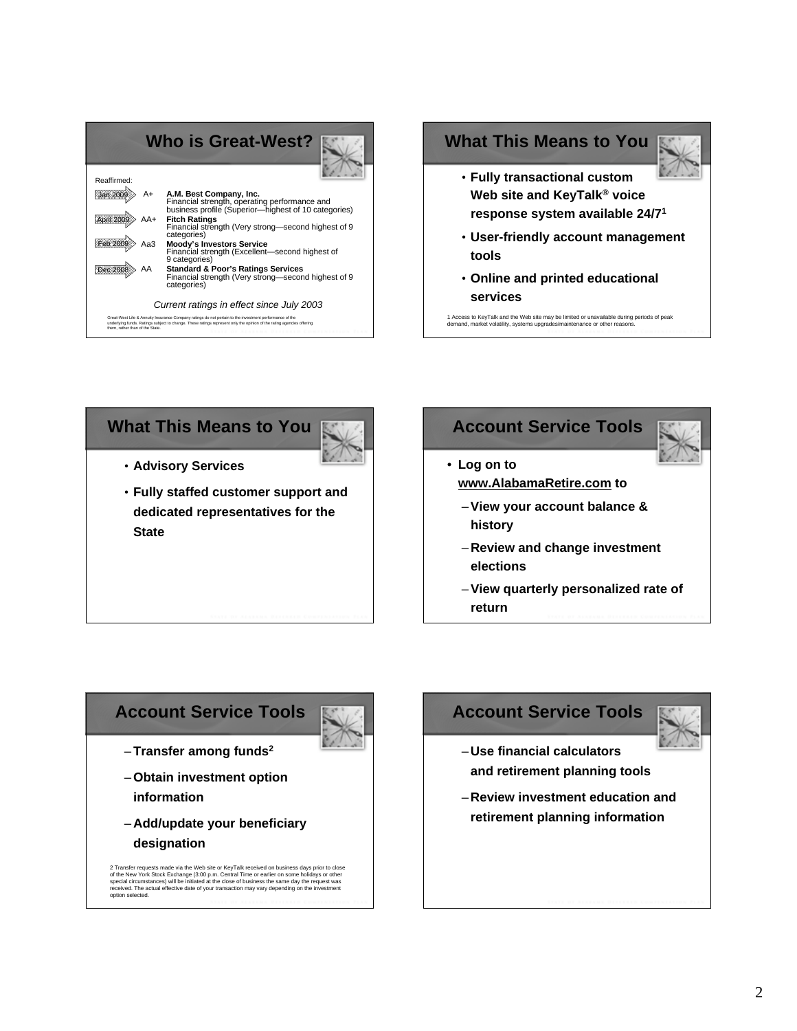## Who is Great-West?

Reaffirmed:

| Date | Rating | Agency |
|---|---|---|
| Jan 2009 | A+ | **A.M. Best Company, Inc.** Financial strength, operating performance and business profile (Superior—highest of 10 categories) |
| April 2009 | AA+ | **Fitch Ratings** Financial strength (Very strong—second highest of 9 categories) |
| Feb 2009 | Aa3 | **Moody's Investors Service** Financial strength (Excellent—second highest of 9 categories) |
| Dec 2008 | AA | **Standard & Poor's Ratings Services** Financial strength (Very strong—second highest of 9 categories) |

*Current ratings in effect since July 2003*

Great-West Life & Annuity Insurance Company ratings do not pertain to the investment performance of the underlying funds. Ratings subject to change. These ratings represent only the opinion of the rating agencies offering them, rather than of the State.

## What This Means to You

- **Fully transactional custom Web site and KeyTalk® voice response system available 24/7[1]**
- **User-friendly account management tools**
- **Online and printed educational services**

1 Access to KeyTalk and the Web site may be limited or unavailable during periods of peak demand, market volatility, systems upgrades/maintenance or other reasons.

## What This Means to You

- **Advisory Services**
- **Fully staffed customer support and dedicated representatives for the State**

## Account Service Tools

- **Log on to www.AlabamaRetire.com to**
  - **View your account balance & history**
  - **Review and change investment elections**
  - **View quarterly personalized rate of return**

## Account Service Tools

- **Transfer among funds[2]**
- **Obtain investment option information**
- **Add/update your beneficiary designation**

2 Transfer requests made via the Web site or KeyTalk received on business days prior to close of the New York Stock Exchange (3:00 p.m. Central Time or earlier on some holidays or other special circumstances) will be initiated at the close of business the same day the request was received. The actual effective date of your transaction may vary depending on the investment option selected.

## Account Service Tools

- **Use financial calculators and retirement planning tools**
- **Review investment education and retirement planning information**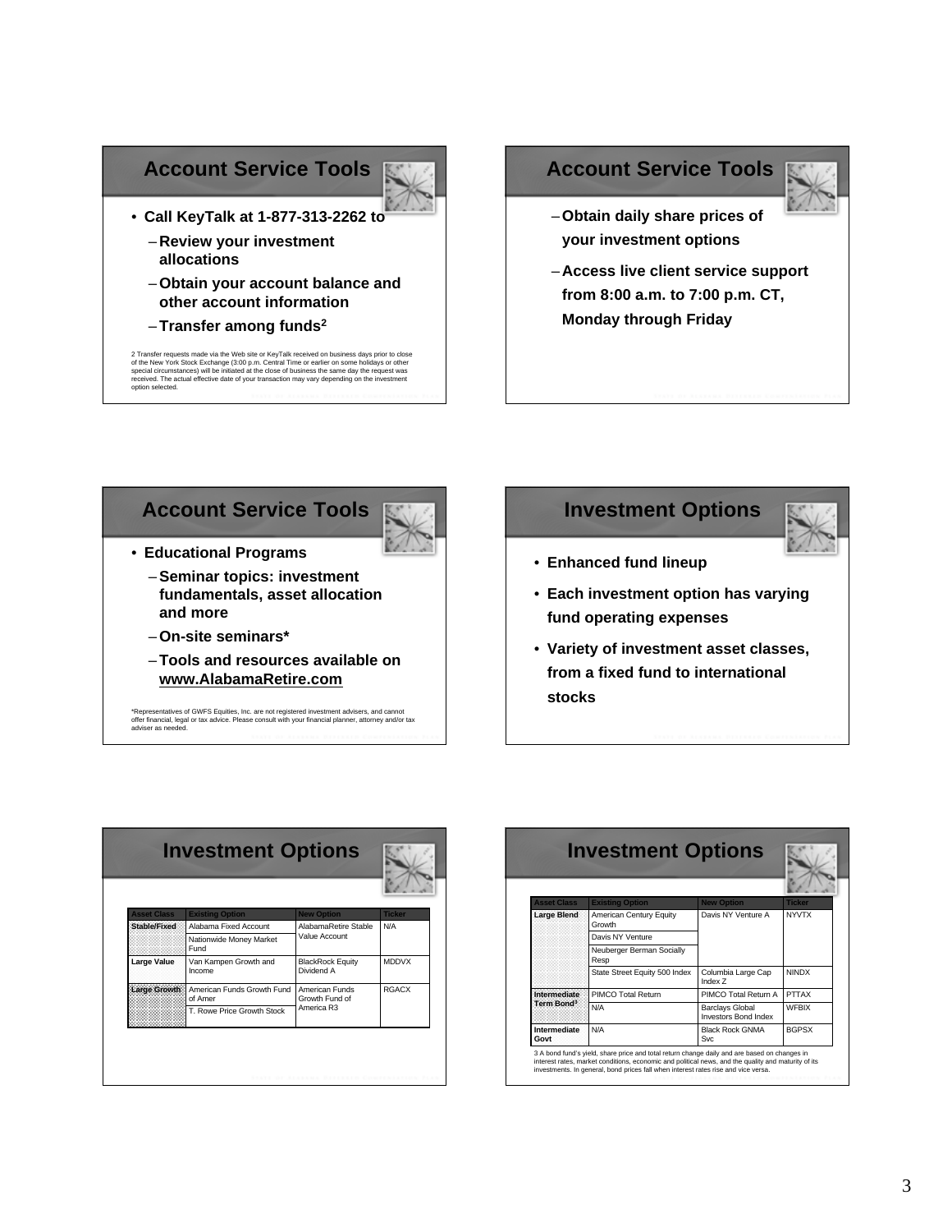## Account Service Tools

- Call KeyTalk at 1-877-313-2262 to
  - Review your investment allocations
  - Obtain your account balance and other account information
  - Transfer among funds[2]

2 Transfer requests made via the Web site or KeyTalk received on business days prior to close of the New York Stock Exchange (3:00 p.m. Central Time or earlier on some holidays or other special circumstances) will be initiated at the close of business the same day the request was received. The actual effective date of your transaction may vary depending on the investment option selected.

## Account Service Tools

- Obtain daily share prices of your investment options
- Access live client service support from 8:00 a.m. to 7:00 p.m. CT, Monday through Friday

## Account Service Tools

- Educational Programs
  - Seminar topics: investment fundamentals, asset allocation and more
  - On-site seminars*
  - Tools and resources available on www.AlabamaRetire.com

*Representatives of GWFS Equities, Inc. are not registered investment advisers, and cannot offer financial, legal or tax advice. Please consult with your financial planner, attorney and/or tax adviser as needed.

## Investment Options

- Enhanced fund lineup
- Each investment option has varying fund operating expenses
- Variety of investment asset classes, from a fixed fund to international stocks

## Investment Options

| Asset Class | Existing Option | New Option | Ticker |
|---|---|---|---|
| Stable/Fixed | Alabama Fixed Account | AlabamaRetire Stable Value Account | N/A |
| | Nationwide Money Market Fund | | |
| Large Value | Van Kampen Growth and Income | BlackRock Equity Dividend A | MDDVX |
| Large Growth | American Funds Growth Fund of Amer | American Funds Growth Fund of America R3 | RGACX |
| | T. Rowe Price Growth Stock | | |

## Investment Options

| Asset Class | Existing Option | New Option | Ticker |
|---|---|---|---|
| Large Blend | American Century Equity Growth | Davis NY Venture A | NYVTX |
| | Davis NY Venture | | |
| | Neuberger Berman Socially Resp | | |
| | State Street Equity 500 Index | Columbia Large Cap Index Z | NINDX |
| Intermediate Term Bond[3] | PIMCO Total Return | PIMCO Total Return A | PTTAX |
| | N/A | Barclays Global Investors Bond Index | WFBIX |
| Intermediate Govt | N/A | Black Rock GNMA Svc | BGPSX |

3 A bond fund's yield, share price and total return change daily and are based on changes in interest rates, market conditions, economic and political news, and the quality and maturity of its investments. In general, bond prices fall when interest rates rise and vice versa.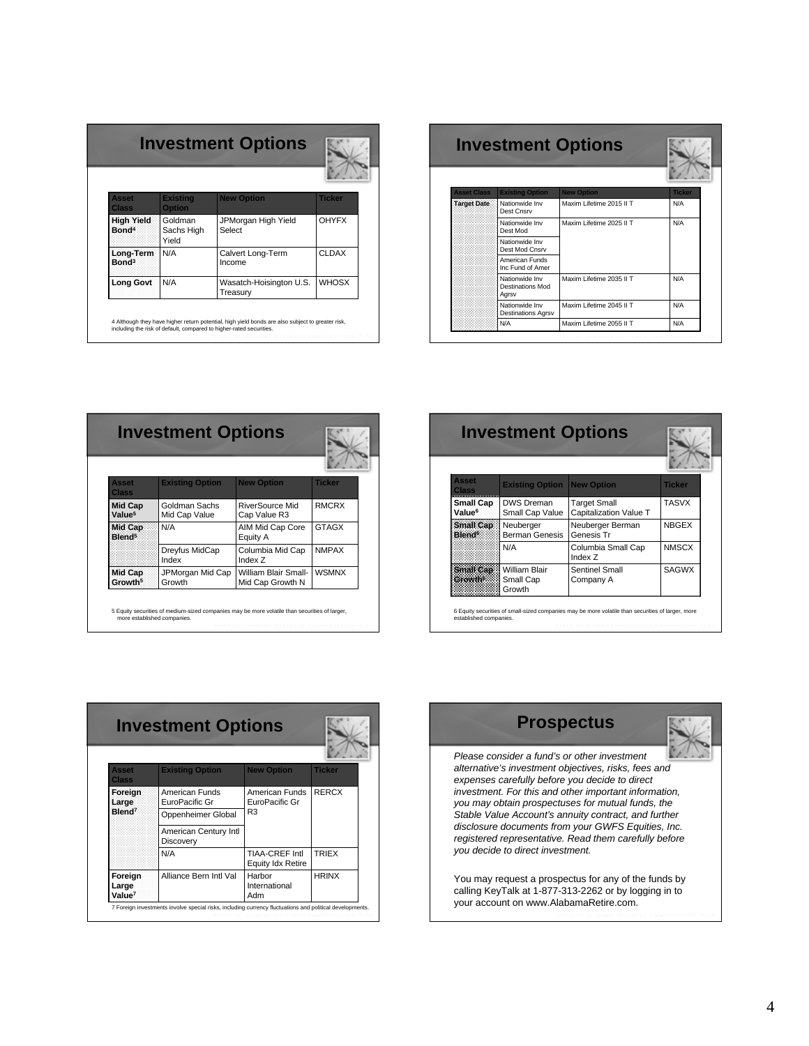## Investment Options

| Asset Class | Existing Option | New Option | Ticker |
|---|---|---|---|
| High Yield Bond[4] | Goldman Sachs High Yield | JPMorgan High Yield Select | OHYFX |
| Long-Term Bond[3] | N/A | Calvert Long-Term Income | CLDAX |
| Long Govt | N/A | Wasatch-Hoisington U.S. Treasury | WHOSX |

4 Although they have higher return potential, high yield bonds are also subject to greater risk, including the risk of default, compared to higher-rated securities.

## Investment Options

| Asset Class | Existing Option | New Option | Ticker |
|---|---|---|---|
| Target Date | Nationwide Inv Dest Cnsrv | Maxim Lifetime 2015 II T | N/A |
| | Nationwide Inv Dest Mod | Maxim Lifetime 2025 II T | N/A |
| | Nationwide Inv Dest Mod Cnsrv | | |
| | American Funds Inc Fund of Amer | | |
| | Nationwide Inv Destinations Mod Agrsv | Maxim Lifetime 2035 II T | N/A |
| | Nationwide Inv Destinations Agrsv | Maxim Lifetime 2045 II T | N/A |
| | N/A | Maxim Lifetime 2055 II T | N/A |

## Investment Options

| Asset Class | Existing Option | New Option | Ticker |
|---|---|---|---|
| Mid Cap Value[5] | Goldman Sachs Mid Cap Value | RiverSource Mid Cap Value R3 | RMCRX |
| Mid Cap Blend[5] | N/A | AIM Mid Cap Core Equity A | GTAGX |
| | Dreyfus MidCap Index | Columbia Mid Cap Index Z | NMPAX |
| Mid Cap Growth[5] | JPMorgan Mid Cap Growth | William Blair Small-Mid Cap Growth N | WSMNX |

5 Equity securities of medium-sized companies may be more volatile than securities of larger, more established companies.

## Investment Options

| Asset Class | Existing Option | New Option | Ticker |
|---|---|---|---|
| Small Cap Value[6] | DWS Dreman Small Cap Value | Target Small Capitalization Value T | TASVX |
| Small Cap Blend[6] | Neuberger Berman Genesis | Neuberger Berman Genesis Tr | NBGEX |
| | N/A | Columbia Small Cap Index Z | NMSCX |
| Small Cap Growth[6] | William Blair Small Cap Growth | Sentinel Small Company A | SAGWX |

6 Equity securities of small-sized companies may be more volatile than securities of larger, more established companies.

## Investment Options

| Asset Class | Existing Option | New Option | Ticker |
|---|---|---|---|
| Foreign Large Blend[7] | American Funds EuroPacific Gr | American Funds EuroPacific Gr R3 | RERCX |
| | Oppenheimer Global | | |
| | American Century Intl Discovery | | |
| | N/A | TIAA-CREF Intl Equity Idx Retire | TRIEX |
| Foreign Large Value[7] | Alliance Bern Intl Val | Harbor International Adm | HRINX |

7 Foreign investments involve special risks, including currency fluctuations and political developments.

## Prospectus

*Please consider a fund's or other investment alternative's investment objectives, risks, fees and expenses carefully before you decide to direct investment. For this and other important information, you may obtain prospectuses for mutual funds, the Stable Value Account's annuity contract, and further disclosure documents from your GWFS Equities, Inc. registered representative. Read them carefully before you decide to direct investment.*

You may request a prospectus for any of the funds by calling KeyTalk at 1-877-313-2262 or by logging in to your account on www.AlabamaRetire.com.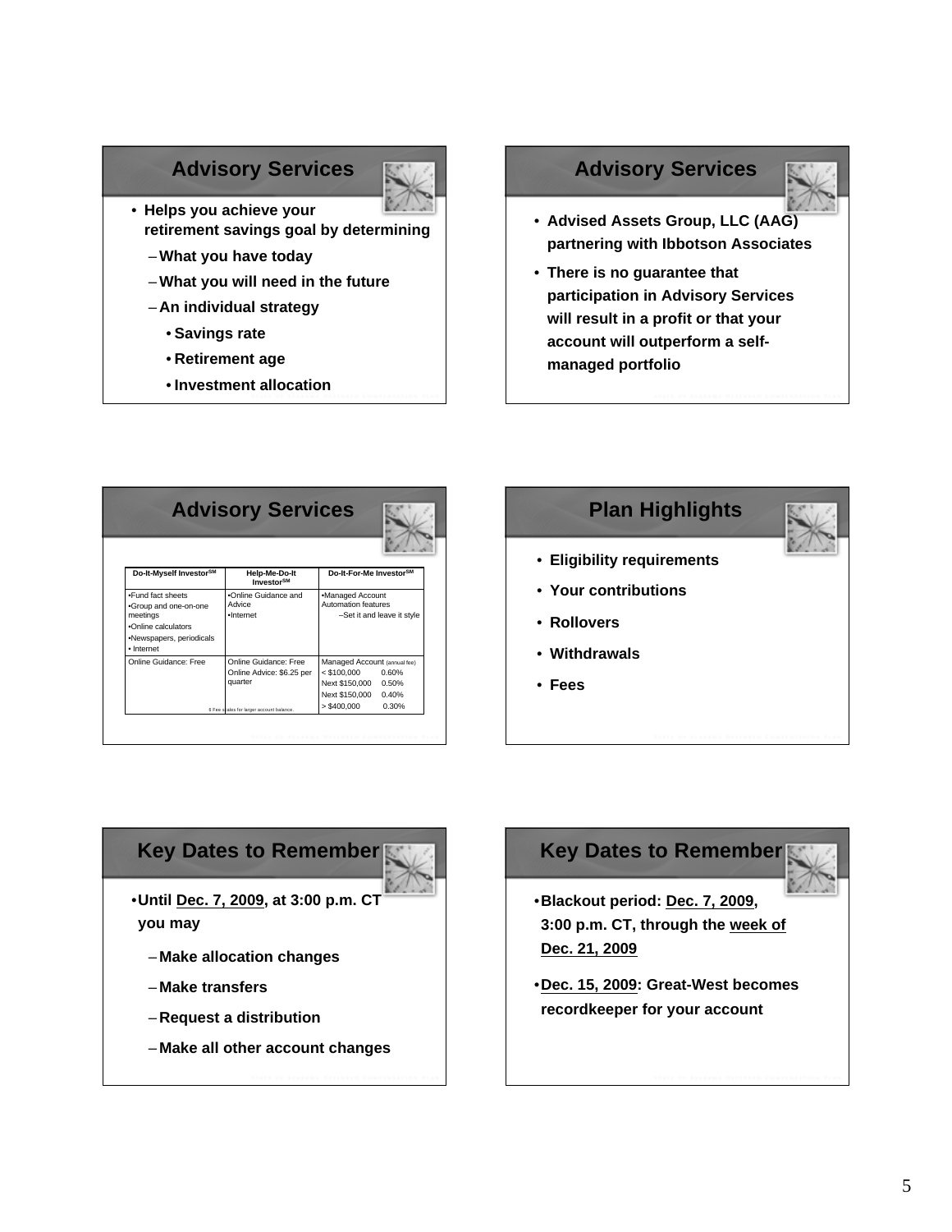## Advisory Services

- Helps you achieve your retirement savings goal by determining
  - What you have today
  - What you will need in the future
  - An individual strategy
    - Savings rate
    - Retirement age
    - Investment allocation

## Advisory Services

- Advised Assets Group, LLC (AAG) partnering with Ibbotson Associates
- There is no guarantee that participation in Advisory Services will result in a profit or that your account will outperform a self-managed portfolio

## Advisory Services

| Do-It-Myself Investor[SM] | Help-Me-Do-It Investor[SM] | Do-It-For-Me Investor[SM] |
|---|---|---|
| •Fund fact sheets<br>•Group and one-on-one meetings<br>•Online calculators<br>•Newspapers, periodicals<br>• Internet | •Online Guidance and Advice<br>•Internet | •Managed Account Automation features<br>–Set it and leave it style |
| Online Guidance: Free | Online Guidance: Free<br>Online Advice: $6.25 per quarter | Managed Account (annual fee)<br>< $100,000 0.60%<br>Next $150,000 0.50%<br>Next $150,000 0.40%<br>> $400,000 0.30% |

8 Fee scales for larger account balance.

## Plan Highlights

- Eligibility requirements
- Your contributions
- Rollovers
- Withdrawals
- Fees

## Key Dates to Remember

- Until Dec. 7, 2009, at 3:00 p.m. CT you may
  - Make allocation changes
  - Make transfers
  - Request a distribution
  - Make all other account changes

## Key Dates to Remember

- Blackout period: Dec. 7, 2009, 3:00 p.m. CT, through the week of Dec. 21, 2009
- Dec. 15, 2009: Great-West becomes recordkeeper for your account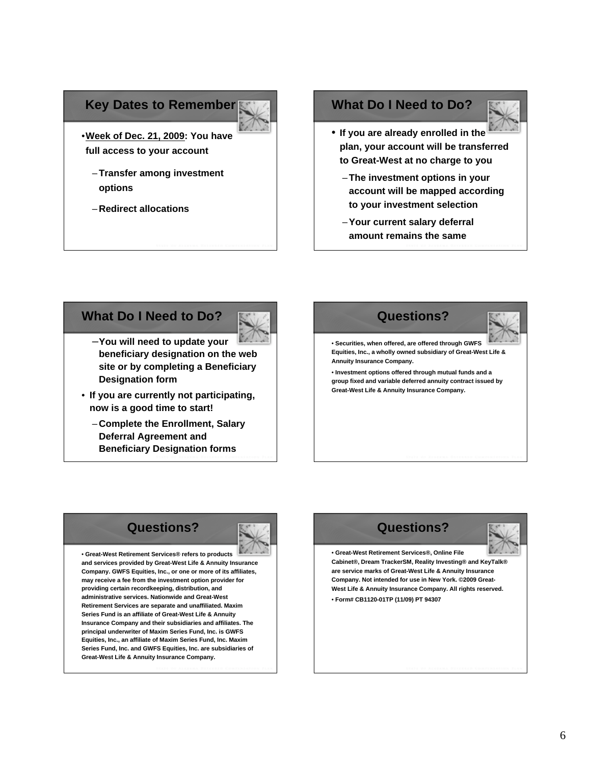## Key Dates to Remember

- **Week of Dec. 21, 2009: You have full access to your account**
  - **Transfer among investment options**
  - **Redirect allocations**

## What Do I Need to Do?

- **If you are already enrolled in the plan, your account will be transferred to Great-West at no charge to you**
  - **The investment options in your account will be mapped according to your investment selection**
  - **Your current salary deferral amount remains the same**

## What Do I Need to Do?

- **You will need to update your beneficiary designation on the web site or by completing a Beneficiary Designation form**
- **If you are currently not participating, now is a good time to start!**
  - **Complete the Enrollment, Salary Deferral Agreement and Beneficiary Designation forms**

## Questions?

- **Securities, when offered, are offered through GWFS Equities, Inc., a wholly owned subsidiary of Great-West Life & Annuity Insurance Company.**
- **Investment options offered through mutual funds and a group fixed and variable deferred annuity contract issued by Great-West Life & Annuity Insurance Company.**

## Questions?

- **Great-West Retirement Services® refers to products and services provided by Great-West Life & Annuity Insurance Company. GWFS Equities, Inc., or one or more of its affiliates, may receive a fee from the investment option provider for providing certain recordkeeping, distribution, and administrative services. Nationwide and Great-West Retirement Services are separate and unaffiliated. Maxim Series Fund is an affiliate of Great-West Life & Annuity Insurance Company and their subsidiaries and affiliates. The principal underwriter of Maxim Series Fund, Inc. is GWFS Equities, Inc., an affiliate of Maxim Series Fund, Inc. Maxim Series Fund, Inc. and GWFS Equities, Inc. are subsidiaries of Great-West Life & Annuity Insurance Company.**

## Questions?

- **Great-West Retirement Services®, Online File Cabinet®, Dream TrackerSM, Reality Investing® and KeyTalk® are service marks of Great-West Life & Annuity Insurance Company. Not intended for use in New York. ©2009 Great-West Life & Annuity Insurance Company. All rights reserved.**
- **Form# CB1120-01TP (11/09) PT 94307**